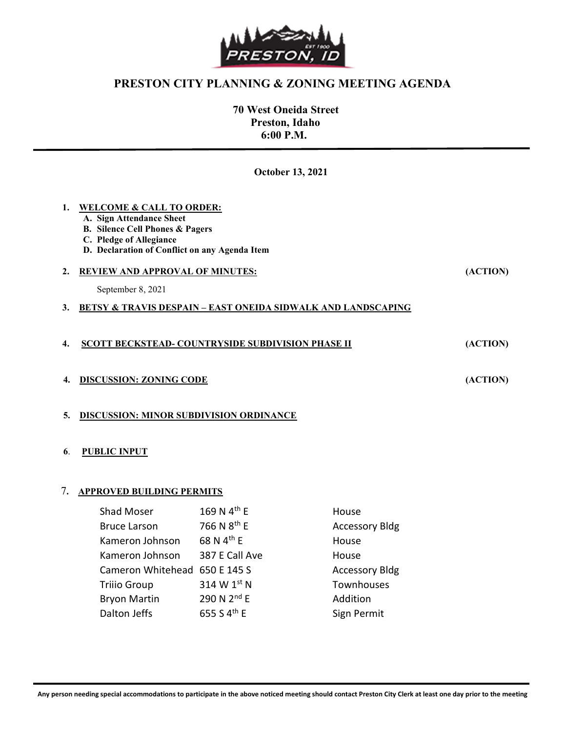# PRESTON CITY PLANNING & ZONING MEETING AGENDA

**70 West Oneida Street**
**Preston, Idaho**
**6:00 P.M.**

**October 13, 2021**

1. **WELCOME & CALL TO ORDER:**
   - **A. Sign Attendance Sheet**
   - **B. Silence Cell Phones & Pagers**
   - **C. Pledge of Allegiance**
   - **D. Declaration of Conflict on any Agenda Item**

2. **REVIEW AND APPROVAL OF MINUTES:** **(ACTION)**

   September 8, 2021

3. **BETSY & TRAVIS DESPAIN – EAST ONEIDA SIDWALK AND LANDSCAPING**

4. **SCOTT BECKSTEAD- COUNTRYSIDE SUBDIVISION PHASE II** **(ACTION)**

4. **DISCUSSION: ZONING CODE** **(ACTION)**

5. **DISCUSSION: MINOR SUBDIVISION ORDINANCE**

6. **PUBLIC INPUT**

7. **APPROVED BUILDING PERMITS**

| | | |
|---|---|---|
| Shad Moser | 169 N 4th E | House |
| Bruce Larson | 766 N 8th E | Accessory Bldg |
| Kameron Johnson | 68 N 4th E | House |
| Kameron Johnson | 387 E Call Ave | House |
| Cameron Whitehead | 650 E 145 S | Accessory Bldg |
| Triiio Group | 314 W 1st N | Townhouses |
| Bryon Martin | 290 N 2nd E | Addition |
| Dalton Jeffs | 655 S 4th E | Sign Permit |

**Any person needing special accommodations to participate in the above noticed meeting should contact Preston City Clerk at least one day prior to the meeting**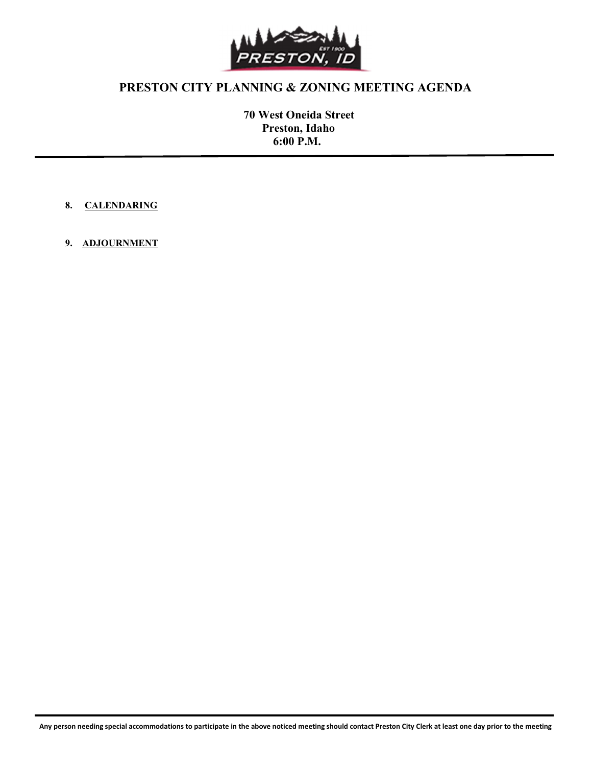# PRESTON CITY PLANNING & ZONING MEETING AGENDA

**70 West Oneida Street**
**Preston, Idaho**
**6:00 P.M.**

---

8. **CALENDARING**

9. **ADJOURNMENT**

---

**Any person needing special accommodations to participate in the above noticed meeting should contact Preston City Clerk at least one day prior to the meeting**